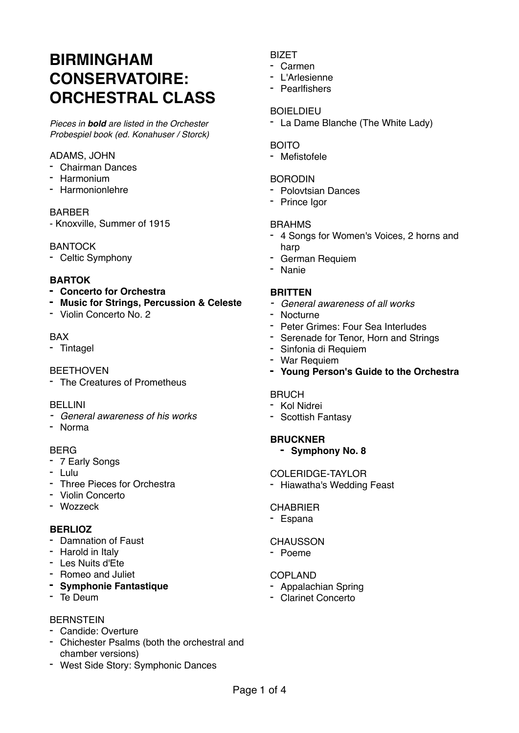# BIRMINGHAM CONSERVATOIRE: ORCHESTRAL CLASS

*Pieces in **bold** are listed in the Orchester Probespiel book (ed. Konahuser / Storck)*

ADAMS, JOHN
- Chairman Dances
- Harmonium
- Harmonionlehre

BARBER
- Knoxville, Summer of 1915

BANTOCK
- Celtic Symphony

**BARTOK**
- **Concerto for Orchestra**
- **Music for Strings, Percussion & Celeste**
- Violin Concerto No. 2

BAX
- Tintagel

BEETHOVEN
- The Creatures of Prometheus

BELLINI
- *General awareness of his works*
- Norma

BERG
- 7 Early Songs
- Lulu
- Three Pieces for Orchestra
- Violin Concerto
- Wozzeck

**BERLIOZ**
- Damnation of Faust
- Harold in Italy
- Les Nuits d'Ete
- Romeo and Juliet
- **Symphonie Fantastique**
- Te Deum

BERNSTEIN
- Candide: Overture
- Chichester Psalms (both the orchestral and chamber versions)
- West Side Story: Symphonic Dances

BIZET
- Carmen
- L'Arlesienne
- Pearlfishers

BOIELDIEU
- La Dame Blanche (The White Lady)

BOITO
- Mefistofele

BORODIN
- Polovtsian Dances
- Prince Igor

BRAHMS
- 4 Songs for Women's Voices, 2 horns and harp
- German Requiem
- Nanie

**BRITTEN**
- *General awareness of all works*
- Nocturne
- Peter Grimes: Four Sea Interludes
- Serenade for Tenor, Horn and Strings
- Sinfonia di Requiem
- War Requiem
- **Young Person's Guide to the Orchestra**

BRUCH
- Kol Nidrei
- Scottish Fantasy

**BRUCKNER**
- **Symphony No. 8**

COLERIDGE-TAYLOR
- Hiawatha's Wedding Feast

CHABRIER
- Espana

CHAUSSON
- Poeme

COPLAND
- Appalachian Spring
- Clarinet Concerto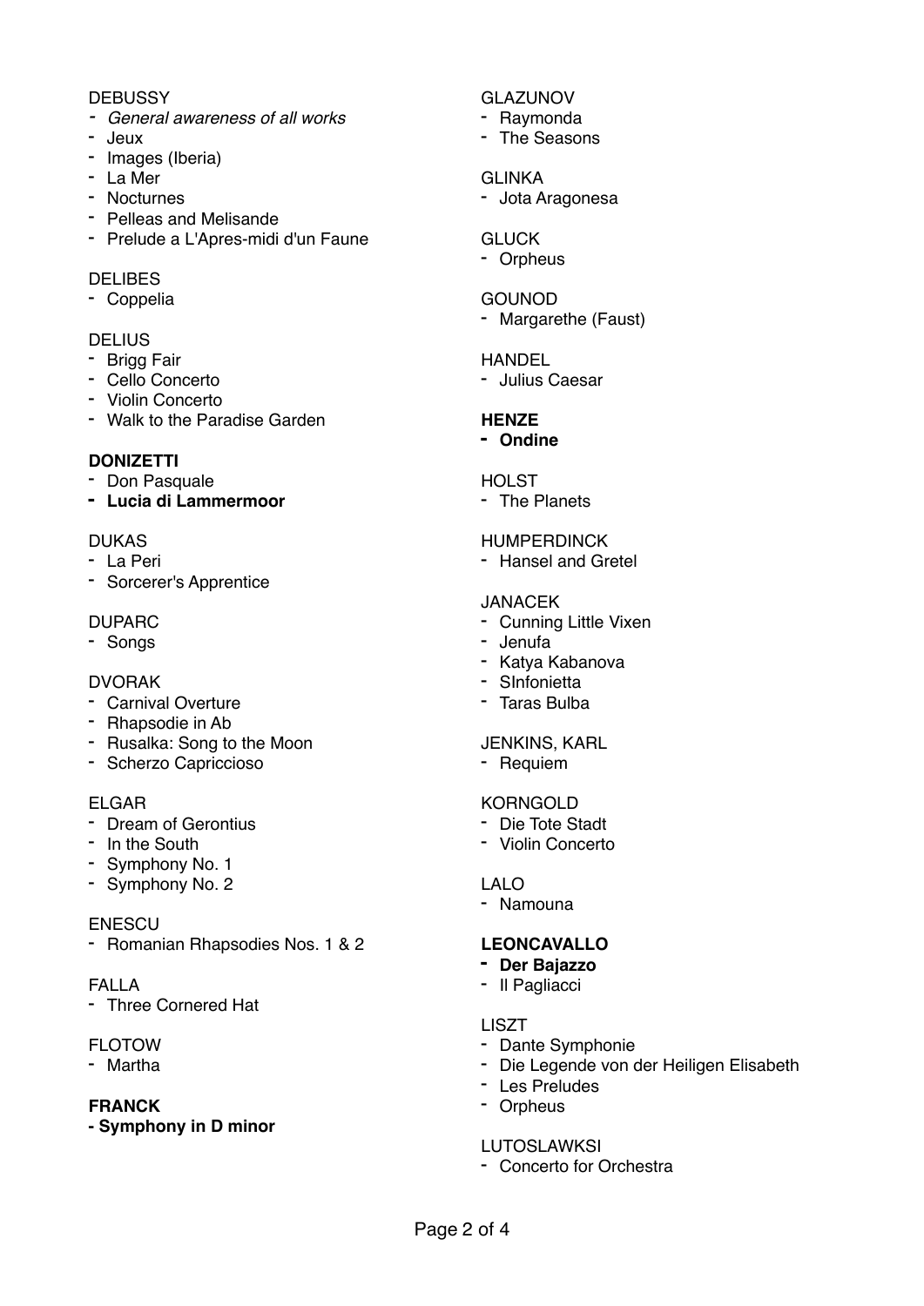DEBUSSY
- *General awareness of all works*
- Jeux
- Images (Iberia)
- La Mer
- Nocturnes
- Pelleas and Melisande
- Prelude a L'Apres-midi d'un Faune

DELIBES
- Coppelia

DELIUS
- Brigg Fair
- Cello Concerto
- Violin Concerto
- Walk to the Paradise Garden

**DONIZETTI**
- Don Pasquale
- **Lucia di Lammermoor**

DUKAS
- La Peri
- Sorcerer's Apprentice

DUPARC
- Songs

DVORAK
- Carnival Overture
- Rhapsodie in Ab
- Rusalka: Song to the Moon
- Scherzo Capriccioso

ELGAR
- Dream of Gerontius
- In the South
- Symphony No. 1
- Symphony No. 2

ENESCU
- Romanian Rhapsodies Nos. 1 & 2

FALLA
- Three Cornered Hat

FLOTOW
- Martha

**FRANCK**
- **Symphony in D minor**

GLAZUNOV
- Raymonda
- The Seasons

GLINKA
- Jota Aragonesa

GLUCK
- Orpheus

GOUNOD
- Margarethe (Faust)

HANDEL
- Julius Caesar

**HENZE**
- **Ondine**

HOLST
- The Planets

HUMPERDINCK
- Hansel and Gretel

JANACEK
- Cunning Little Vixen
- Jenufa
- Katya Kabanova
- SInfonietta
- Taras Bulba

JENKINS, KARL
- Requiem

KORNGOLD
- Die Tote Stadt
- Violin Concerto

LALO
- Namouna

**LEONCAVALLO**
- **Der Bajazzo**
- Il Pagliacci

LISZT
- Dante Symphonie
- Die Legende von der Heiligen Elisabeth
- Les Preludes
- Orpheus

LUTOSLAWKSI
- Concerto for Orchestra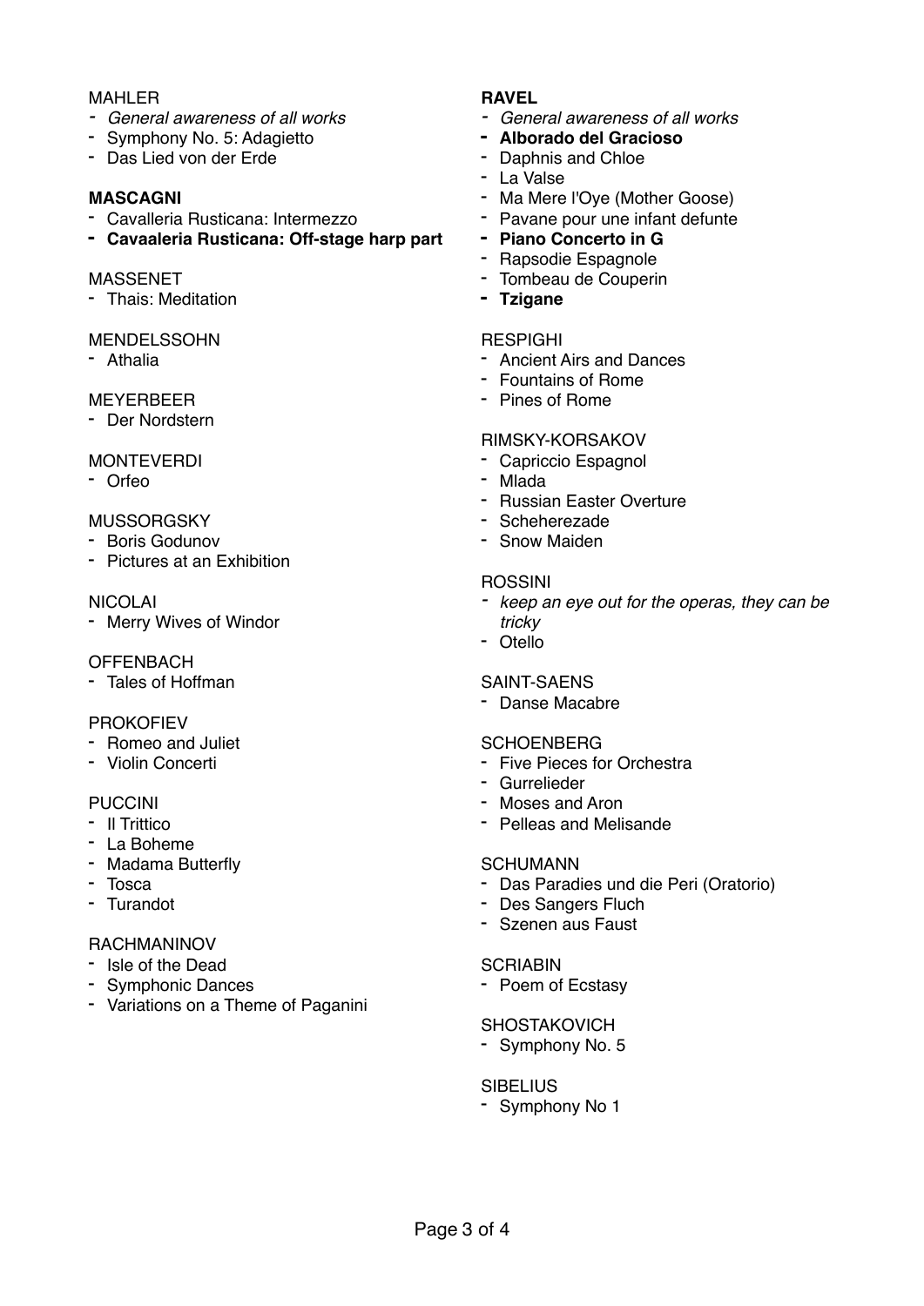MAHLER

- *General awareness of all works*
- Symphony No. 5: Adagietto
- Das Lied von der Erde

**MASCAGNI**

- Cavalleria Rusticana: Intermezzo
- **Cavaaleria Rusticana: Off-stage harp part**

MASSENET

- Thais: Meditation

MENDELSSOHN

- Athalia

MEYERBEER

- Der Nordstern

MONTEVERDI

- Orfeo

MUSSORGSKY

- Boris Godunov
- Pictures at an Exhibition

NICOLAI

- Merry Wives of Windor

OFFENBACH

- Tales of Hoffman

PROKOFIEV

- Romeo and Juliet
- Violin Concerti

PUCCINI

- Il Trittico
- La Boheme
- Madama Butterfly
- Tosca
- Turandot

RACHMANINOV

- Isle of the Dead
- Symphonic Dances
- Variations on a Theme of Paganini

**RAVEL**

- *General awareness of all works*
- **Alborado del Gracioso**
- Daphnis and Chloe
- La Valse
- Ma Mere l'Oye (Mother Goose)
- Pavane pour une infant defunte
- **Piano Concerto in G**
- Rapsodie Espagnole
- Tombeau de Couperin
- **Tzigane**

RESPIGHI

- Ancient Airs and Dances
- Fountains of Rome
- Pines of Rome

RIMSKY-KORSAKOV

- Capriccio Espagnol
- Mlada
- Russian Easter Overture
- Scheherezade
- Snow Maiden

ROSSINI

- *keep an eye out for the operas, they can be tricky*
- Otello

SAINT-SAENS

- Danse Macabre

SCHOENBERG

- Five Pieces for Orchestra
- Gurrelieder
- Moses and Aron
- Pelleas and Melisande

SCHUMANN

- Das Paradies und die Peri (Oratorio)
- Des Sangers Fluch
- Szenen aus Faust

SCRIABIN

- Poem of Ecstasy

SHOSTAKOVICH

- Symphony No. 5

SIBELIUS

- Symphony No 1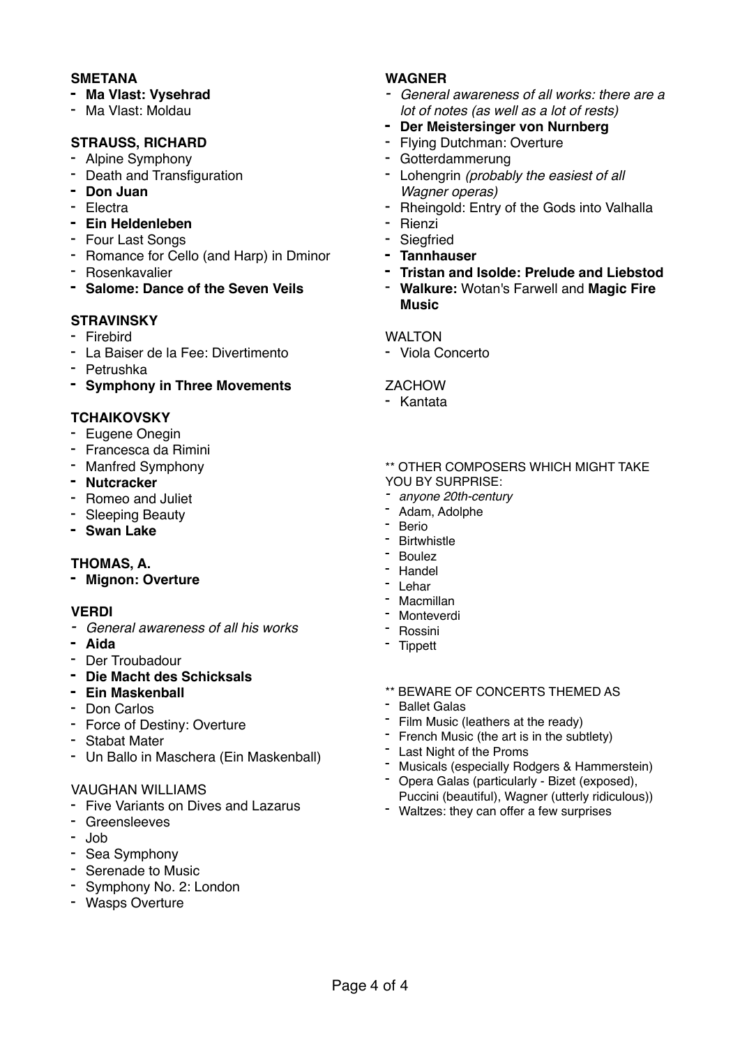**SMETANA**

- **Ma Vlast: Vysehrad**
- Ma Vlast: Moldau

**STRAUSS, RICHARD**

- Alpine Symphony
- Death and Transfiguration
- **Don Juan**
- Electra
- **Ein Heldenleben**
- Four Last Songs
- Romance for Cello (and Harp) in Dminor
- Rosenkavalier
- **Salome: Dance of the Seven Veils**

**STRAVINSKY**

- Firebird
- La Baiser de la Fee: Divertimento
- Petrushka
- **Symphony in Three Movements**

**TCHAIKOVSKY**

- Eugene Onegin
- Francesca da Rimini
- Manfred Symphony
- **Nutcracker**
- Romeo and Juliet
- Sleeping Beauty
- **Swan Lake**

**THOMAS, A.**

- **Mignon: Overture**

**VERDI**

- *General awareness of all his works*
- **Aida**
- Der Troubadour
- **Die Macht des Schicksals**
- **Ein Maskenball**
- Don Carlos
- Force of Destiny: Overture
- Stabat Mater
- Un Ballo in Maschera (Ein Maskenball)

VAUGHAN WILLIAMS

- Five Variants on Dives and Lazarus
- Greensleeves
- Job
- Sea Symphony
- Serenade to Music
- Symphony No. 2: London
- Wasps Overture

**WAGNER**

- *General awareness of all works: there are a lot of notes (as well as a lot of rests)*
- **Der Meistersinger von Nurnberg**
- Flying Dutchman: Overture
- Gotterdammerung
- Lohengrin *(probably the easiest of all Wagner operas)*
- Rheingold: Entry of the Gods into Valhalla
- Rienzi
- Siegfried
- **Tannhauser**
- **Tristan and Isolde: Prelude and Liebstod**
- **Walkure:** Wotan's Farwell and **Magic Fire Music**

WALTON

- Viola Concerto

ZACHOW

- Kantata

** OTHER COMPOSERS WHICH MIGHT TAKE YOU BY SURPRISE:

- *anyone 20th-century*
- Adam, Adolphe
- Berio
- Birtwhistle
- Boulez
- Handel
- Lehar
- Macmillan
- Monteverdi
- Rossini
- Tippett

** BEWARE OF CONCERTS THEMED AS

- Ballet Galas
- Film Music (leathers at the ready)
- French Music (the art is in the subtlety)
- Last Night of the Proms
- Musicals (especially Rodgers & Hammerstein)
- Opera Galas (particularly - Bizet (exposed), Puccini (beautiful), Wagner (utterly ridiculous))
- Waltzes: they can offer a few surprises